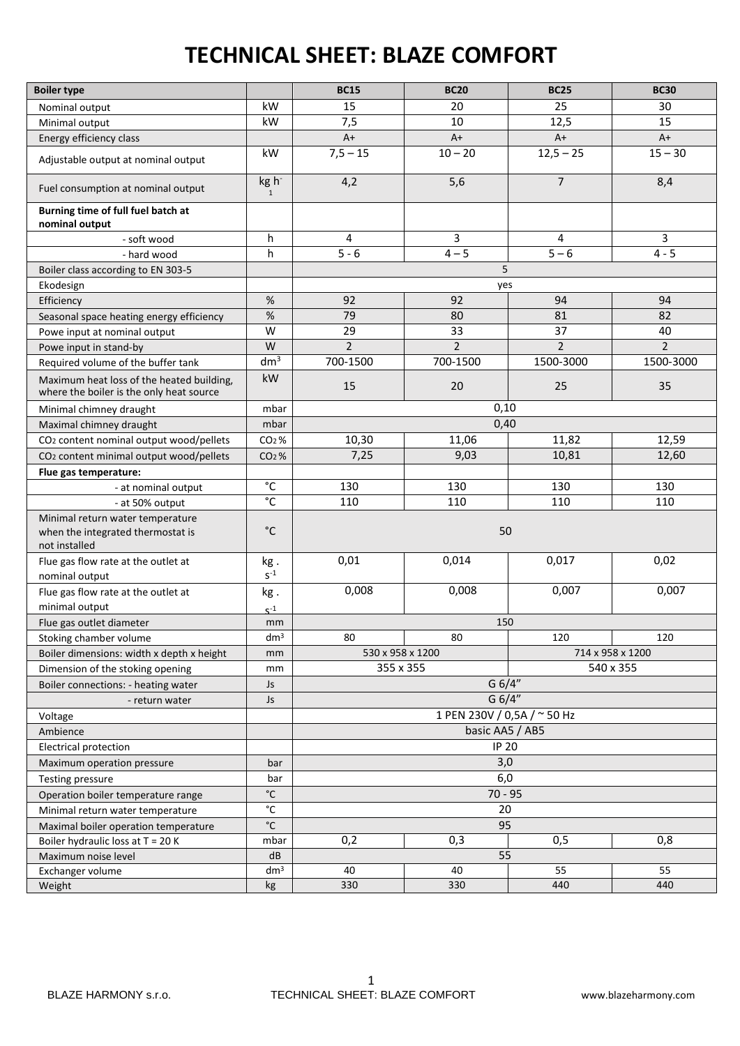# TECHNICAL SHEET: BLAZE COMFORT

| **Boiler type** | | **BC15** | **BC20** | **BC25** | **BC30** |
|---|---|---|---|---|---|
| Nominal output | kW | 15 | 20 | 25 | 30 |
| Minimal output | kW | 7,5 | 10 | 12,5 | 15 |
| Energy efficiency class | | A+ | A+ | A+ | A+ |
| Adjustable output at nominal output | kW | 7,5 – 15 | 10 – 20 | 12,5 – 25 | 15 – 30 |
| Fuel consumption at nominal output | kg $h^{-1}$ | 4,2 | 5,6 | 7 | 8,4 |
| **Burning time of full fuel batch at nominal output** | | | | | |
| - soft wood | h | 4 | 3 | 4 | 3 |
| - hard wood | h | 5 - 6 | 4 – 5 | 5 – 6 | 4 - 5 |
| Boiler class according to EN 303-5 | | 5 | | | |
| Ekodesign | | yes | | | |
| Efficiency | % | 92 | 92 | 94 | 94 |
| Seasonal space heating energy efficiency | % | 79 | 80 | 81 | 82 |
| Powe input at nominal output | W | 29 | 33 | 37 | 40 |
| Powe input in stand-by | W | 2 | 2 | 2 | 2 |
| Required volume of the buffer tank | $dm^3$ | 700-1500 | 700-1500 | 1500-3000 | 1500-3000 |
| Maximum heat loss of the heated building, where the boiler is the only heat source | kW | 15 | 20 | 25 | 35 |
| Minimal chimney draught | mbar | 0,10 | | | |
| Maximal chimney draught | mbar | 0,40 | | | |
| $CO_2$ content nominal output wood/pellets | $CO_2$ % | 10,30 | 11,06 | 11,82 | 12,59 |
| $CO_2$ content minimal output wood/pellets | $CO_2$ % | 7,25 | 9,03 | 10,81 | 12,60 |
| **Flue gas temperature:** | | | | | |
| - at nominal output | °C | 130 | 130 | 130 | 130 |
| - at 50% output | °C | 110 | 110 | 110 | 110 |
| Minimal return water temperature when the integrated thermostat is not installed | °C | 50 | | | |
| Flue gas flow rate at the outlet at nominal output | kg . $s^{-1}$ | 0,01 | 0,014 | 0,017 | 0,02 |
| Flue gas flow rate at the outlet at minimal output | kg . $s^{-1}$ | 0,008 | 0,008 | 0,007 | 0,007 |
| Flue gas outlet diameter | mm | 150 | | | |
| Stoking chamber volume | $dm^3$ | 80 | 80 | 120 | 120 |
| Boiler dimensions: width x depth x height | mm | 530 x 958 x 1200 | | 714 x 958 x 1200 | |
| Dimension of the stoking opening | mm | 355 x 355 | | 540 x 355 | |
| Boiler connections: - heating water | Js | G 6/4" | | | |
| - return water | Js | G 6/4" | | | |
| Voltage | | 1 PEN 230V / 0,5A / ~ 50 Hz | | | |
| Ambience | | basic AA5 / AB5 | | | |
| Electrical protection | | IP 20 | | | |
| Maximum operation pressure | bar | 3,0 | | | |
| Testing pressure | bar | 6,0 | | | |
| Operation boiler temperature range | °C | 70 - 95 | | | |
| Minimal return water temperature | °C | 20 | | | |
| Maximal boiler operation temperature | °C | 95 | | | |
| Boiler hydraulic loss at T = 20 K | mbar | 0,2 | 0,3 | 0,5 | 0,8 |
| Maximum noise level | dB | 55 | | | |
| Exchanger volume | $dm^3$ | 40 | 40 | 55 | 55 |
| Weight | kg | 330 | 330 | 440 | 440 |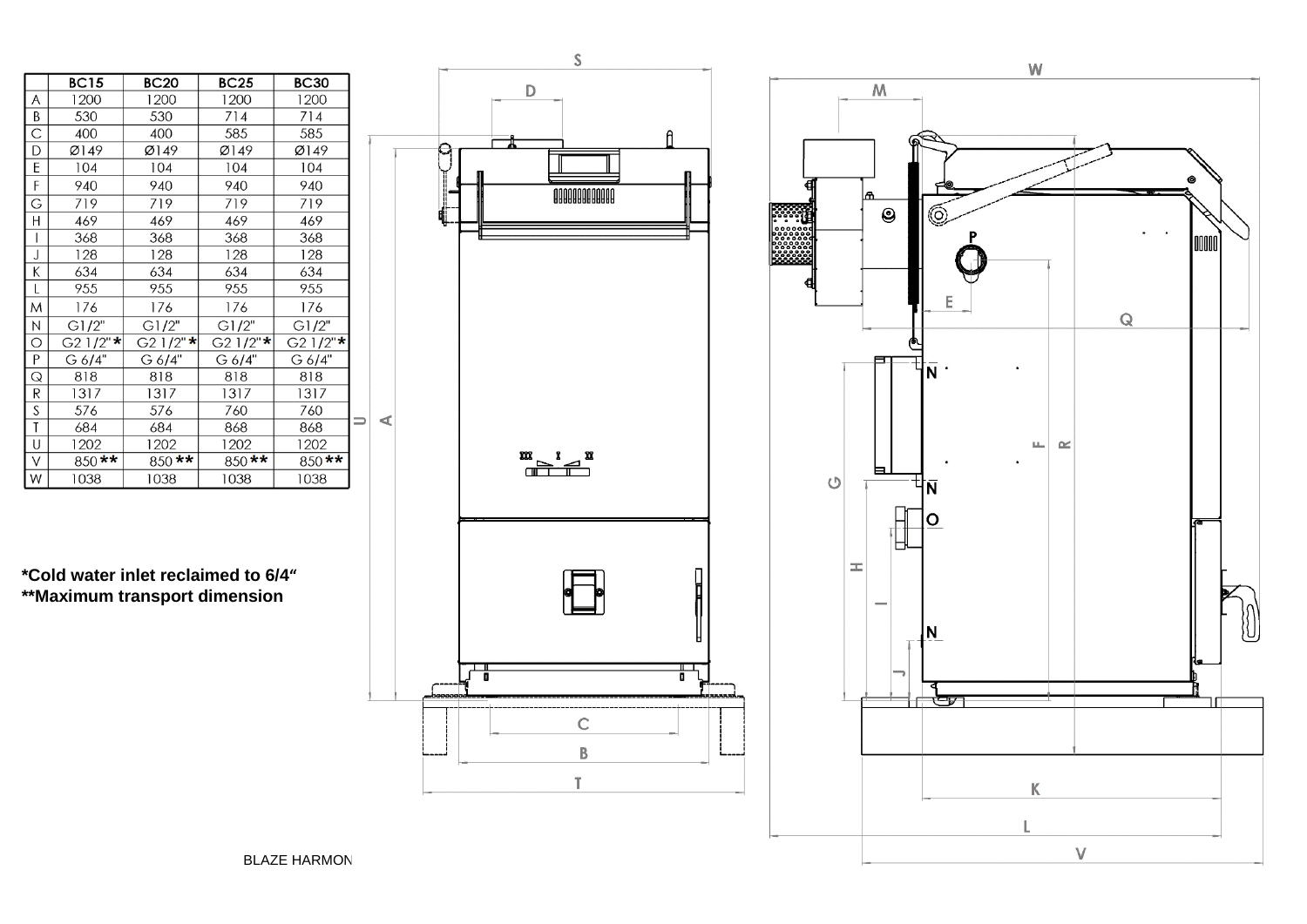|  | BC15 | BC20 | BC25 | BC30 |
|---|---|---|---|---|
| A | 1200 | 1200 | 1200 | 1200 |
| B | 530 | 530 | 714 | 714 |
| C | 400 | 400 | 585 | 585 |
| D | Ø149 | Ø149 | Ø149 | Ø149 |
| E | 104 | 104 | 104 | 104 |
| F | 940 | 940 | 940 | 940 |
| G | 719 | 719 | 719 | 719 |
| H | 469 | 469 | 469 | 469 |
| I | 368 | 368 | 368 | 368 |
| J | 128 | 128 | 128 | 128 |
| K | 634 | 634 | 634 | 634 |
| L | 955 | 955 | 955 | 955 |
| M | 176 | 176 | 176 | 176 |
| N | G1/2" | G1/2" | G1/2" | G1/2" |
| O | G2 1/2"* | G2 1/2"* | G2 1/2"* | G2 1/2"* |
| P | G 6/4" | G 6/4" | G 6/4" | G 6/4" |
| Q | 818 | 818 | 818 | 818 |
| R | 1317 | 1317 | 1317 | 1317 |
| S | 576 | 576 | 760 | 760 |
| T | 684 | 684 | 868 | 868 |
| U | 1202 | 1202 | 1202 | 1202 |
| V | 850** | 850** | 850** | 850** |
| W | 1038 | 1038 | 1038 | 1038 |

*Cold water inlet reclaimed to 6/4"
**Maximum transport dimension

BLAZE HARMON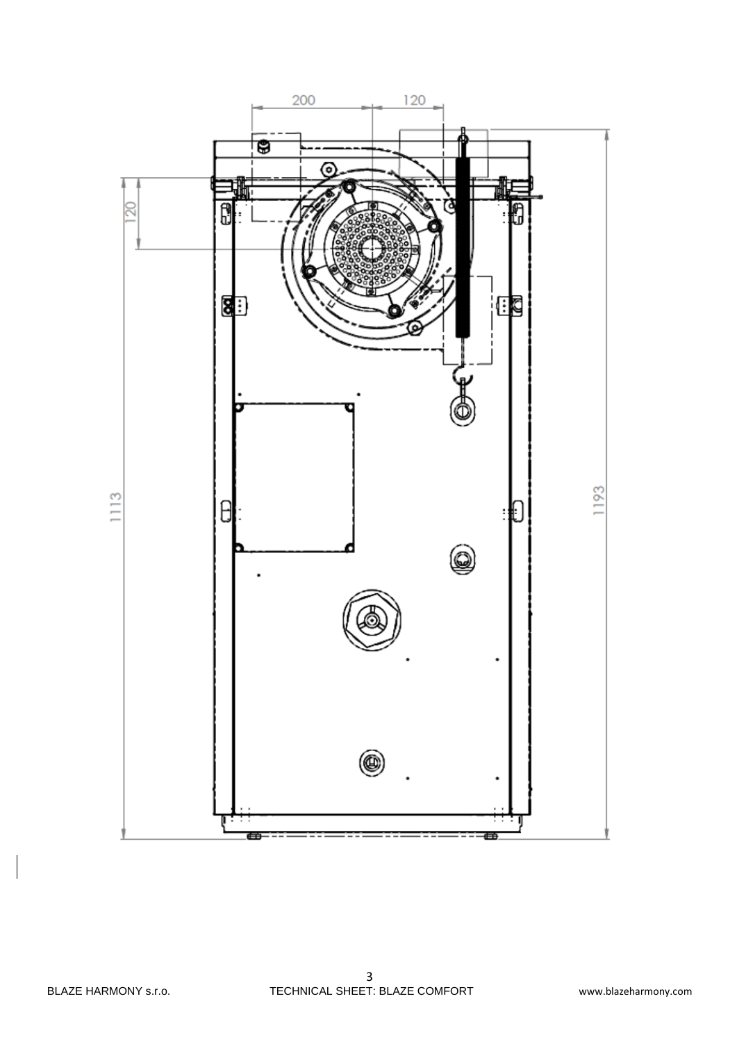200 120

120

1113

1193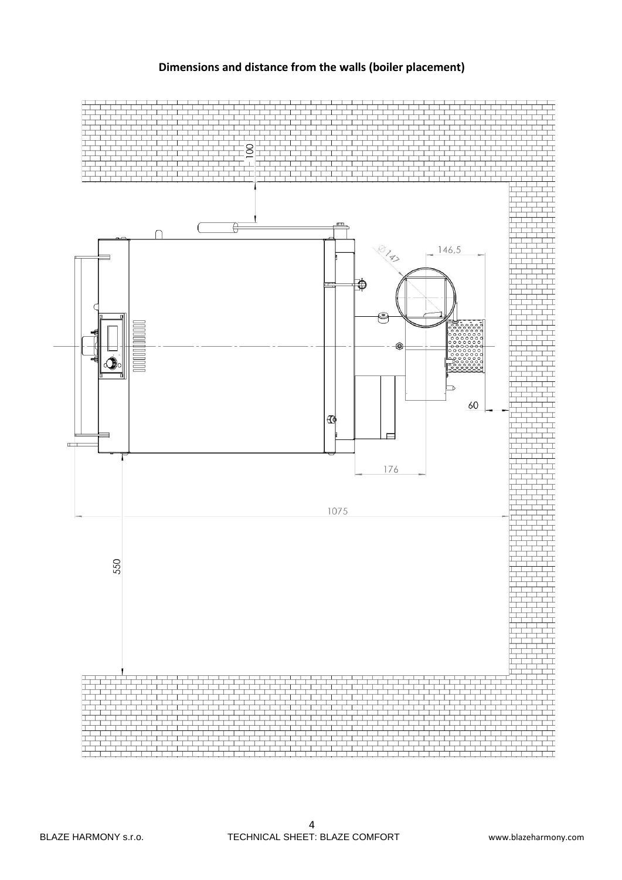**Dimensions and distance from the walls (boiler placement)**

100

Ø147

146,5

60

176

1075

550